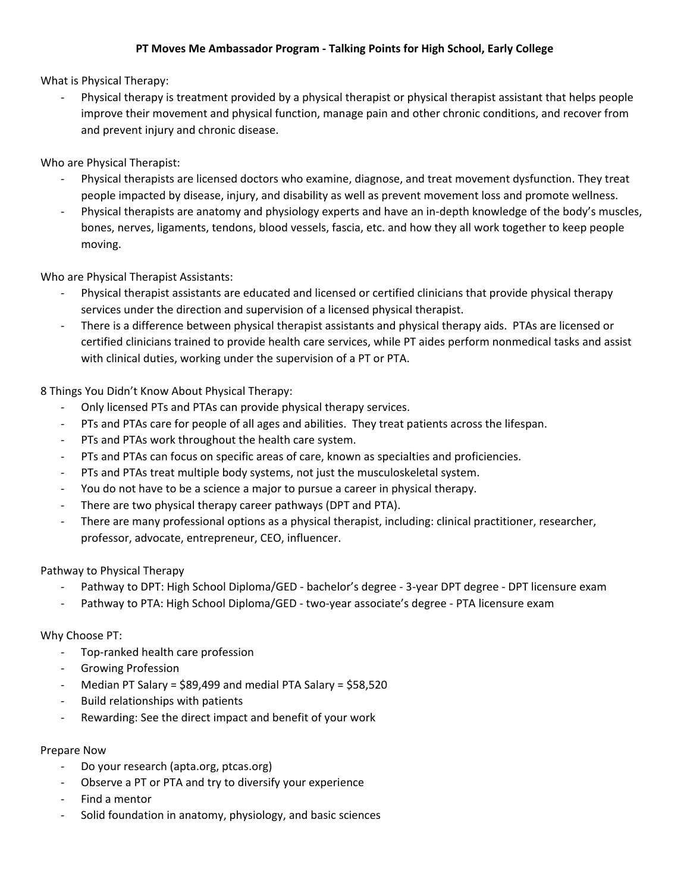# PT Moves Me Ambassador Program - Talking Points for High School, Early College

What is Physical Therapy:

- Physical therapy is treatment provided by a physical therapist or physical therapist assistant that helps people improve their movement and physical function, manage pain and other chronic conditions, and recover from and prevent injury and chronic disease.

Who are Physical Therapist:

- Physical therapists are licensed doctors who examine, diagnose, and treat movement dysfunction. They treat people impacted by disease, injury, and disability as well as prevent movement loss and promote wellness.
- Physical therapists are anatomy and physiology experts and have an in-depth knowledge of the body's muscles, bones, nerves, ligaments, tendons, blood vessels, fascia, etc. and how they all work together to keep people moving.

Who are Physical Therapist Assistants:

- Physical therapist assistants are educated and licensed or certified clinicians that provide physical therapy services under the direction and supervision of a licensed physical therapist.
- There is a difference between physical therapist assistants and physical therapy aids. PTAs are licensed or certified clinicians trained to provide health care services, while PT aides perform nonmedical tasks and assist with clinical duties, working under the supervision of a PT or PTA.

8 Things You Didn't Know About Physical Therapy:

- Only licensed PTs and PTAs can provide physical therapy services.
- PTs and PTAs care for people of all ages and abilities. They treat patients across the lifespan.
- PTs and PTAs work throughout the health care system.
- PTs and PTAs can focus on specific areas of care, known as specialties and proficiencies.
- PTs and PTAs treat multiple body systems, not just the musculoskeletal system.
- You do not have to be a science a major to pursue a career in physical therapy.
- There are two physical therapy career pathways (DPT and PTA).
- There are many professional options as a physical therapist, including: clinical practitioner, researcher, professor, advocate, entrepreneur, CEO, influencer.

Pathway to Physical Therapy

- Pathway to DPT: High School Diploma/GED - bachelor's degree - 3-year DPT degree - DPT licensure exam
- Pathway to PTA: High School Diploma/GED - two-year associate's degree - PTA licensure exam

Why Choose PT:

- Top-ranked health care profession
- Growing Profession
- Median PT Salary = $89,499 and medial PTA Salary = $58,520
- Build relationships with patients
- Rewarding: See the direct impact and benefit of your work

Prepare Now

- Do your research (apta.org, ptcas.org)
- Observe a PT or PTA and try to diversify your experience
- Find a mentor
- Solid foundation in anatomy, physiology, and basic sciences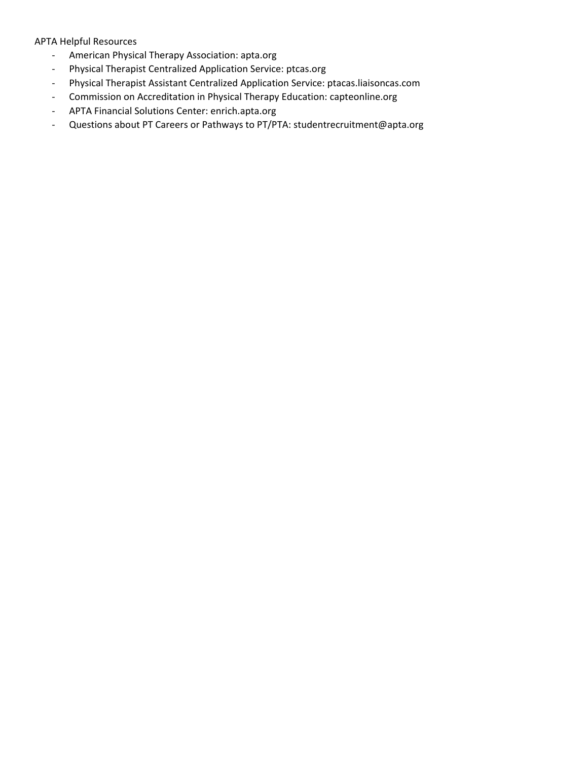APTA Helpful Resources

- American Physical Therapy Association: apta.org
- Physical Therapist Centralized Application Service: ptcas.org
- Physical Therapist Assistant Centralized Application Service: ptacas.liaisoncas.com
- Commission on Accreditation in Physical Therapy Education: capteonline.org
- APTA Financial Solutions Center: enrich.apta.org
- Questions about PT Careers or Pathways to PT/PTA: studentrecruitment@apta.org